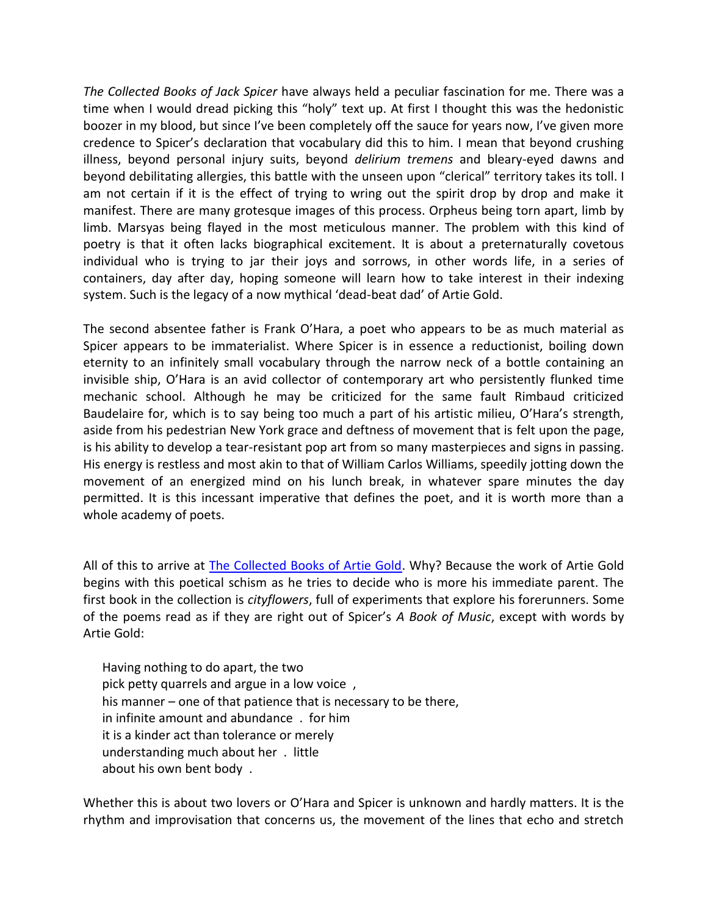*The Collected Books of Jack Spicer* have always held a peculiar fascination for me. There was a time when I would dread picking this "holy" text up. At first I thought this was the hedonistic boozer in my blood, but since I've been completely off the sauce for years now, I've given more credence to Spicer's declaration that vocabulary did this to him. I mean that beyond crushing illness, beyond personal injury suits, beyond *delirium tremens* and bleary-eyed dawns and beyond debilitating allergies, this battle with the unseen upon "clerical" territory takes its toll. I am not certain if it is the effect of trying to wring out the spirit drop by drop and make it manifest. There are many grotesque images of this process. Orpheus being torn apart, limb by limb. Marsyas being flayed in the most meticulous manner. The problem with this kind of poetry is that it often lacks biographical excitement. It is about a preternaturally covetous individual who is trying to jar their joys and sorrows, in other words life, in a series of containers, day after day, hoping someone will learn how to take interest in their indexing system. Such is the legacy of a now mythical 'dead-beat dad' of Artie Gold.

The second absentee father is Frank O'Hara, a poet who appears to be as much material as Spicer appears to be immaterialist. Where Spicer is in essence a reductionist, boiling down eternity to an infinitely small vocabulary through the narrow neck of a bottle containing an invisible ship, O'Hara is an avid collector of contemporary art who persistently flunked time mechanic school. Although he may be criticized for the same fault Rimbaud criticized Baudelaire for, which is to say being too much a part of his artistic milieu, O'Hara's strength, aside from his pedestrian New York grace and deftness of movement that is felt upon the page, is his ability to develop a tear-resistant pop art from so many masterpieces and signs in passing. His energy is restless and most akin to that of William Carlos Williams, speedily jotting down the movement of an energized mind on his lunch break, in whatever spare minutes the day permitted. It is this incessant imperative that defines the poet, and it is worth more than a whole academy of poets.

All of this to arrive at [The Collected Books of Artie Gold](). Why? Because the work of Artie Gold begins with this poetical schism as he tries to decide who is more his immediate parent. The first book in the collection is *cityflowers*, full of experiments that explore his forerunners. Some of the poems read as if they are right out of Spicer's *A Book of Music*, except with words by Artie Gold:

> Having nothing to do apart, the two  
> pick petty quarrels and argue in a low voice ,  
> his manner – one of that patience that is necessary to be there,  
> in infinite amount and abundance . for him  
> it is a kinder act than tolerance or merely  
> understanding much about her . little  
> about his own bent body .

Whether this is about two lovers or O'Hara and Spicer is unknown and hardly matters. It is the rhythm and improvisation that concerns us, the movement of the lines that echo and stretch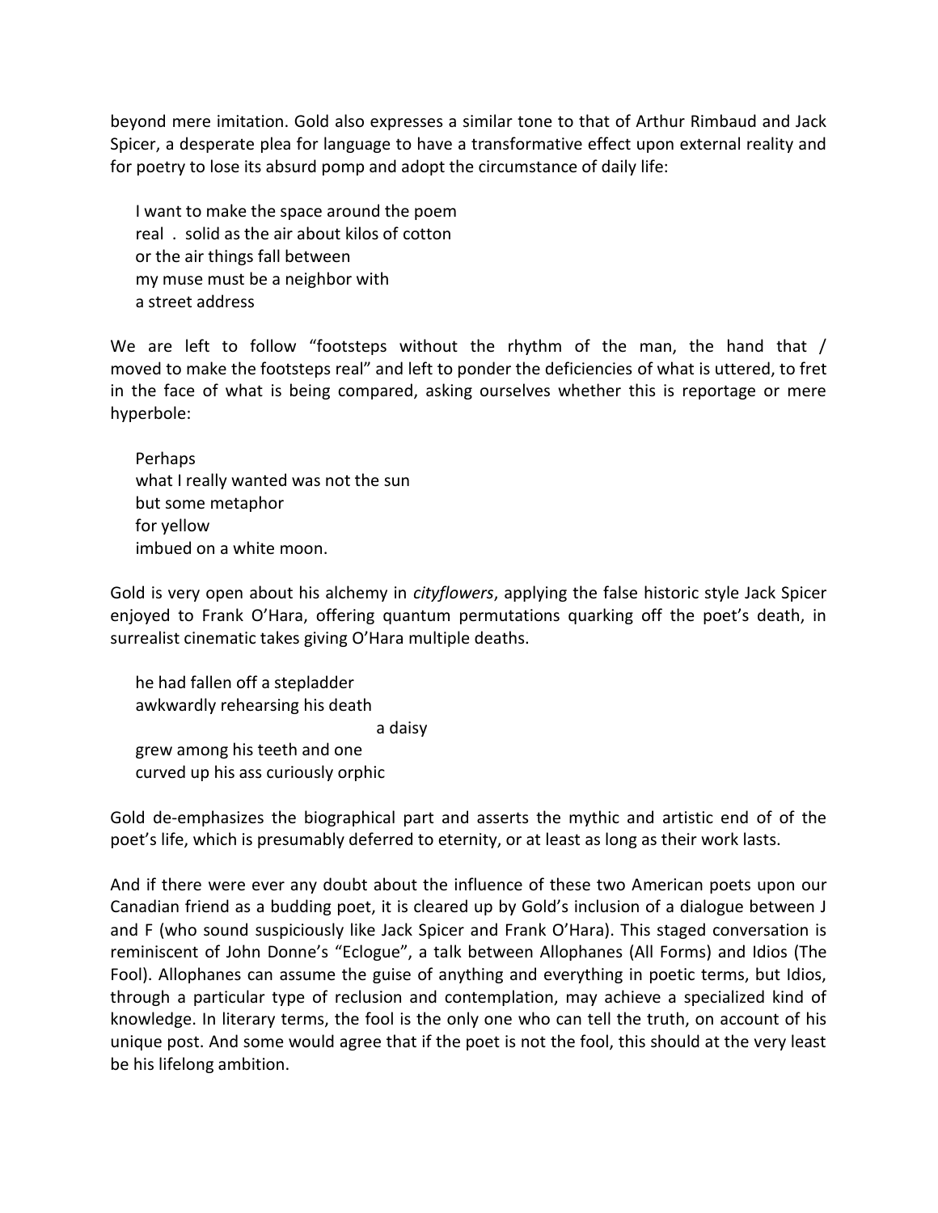beyond mere imitation. Gold also expresses a similar tone to that of Arthur Rimbaud and Jack Spicer, a desperate plea for language to have a transformative effect upon external reality and for poetry to lose its absurd pomp and adopt the circumstance of daily life:

> I want to make the space around the poem  
> real . solid as the air about kilos of cotton  
> or the air things fall between  
> my muse must be a neighbor with  
> a street address

We are left to follow "footsteps without the rhythm of the man, the hand that / moved to make the footsteps real" and left to ponder the deficiencies of what is uttered, to fret in the face of what is being compared, asking ourselves whether this is reportage or mere hyperbole:

> Perhaps  
> what I really wanted was not the sun  
> but some metaphor  
> for yellow  
> imbued on a white moon.

Gold is very open about his alchemy in *cityflowers*, applying the false historic style Jack Spicer enjoyed to Frank O'Hara, offering quantum permutations quarking off the poet's death, in surrealist cinematic takes giving O'Hara multiple deaths.

> he had fallen off a stepladder  
> awkwardly rehearsing his death  
>                                                 a daisy  
> grew among his teeth and one  
> curved up his ass curiously orphic

Gold de-emphasizes the biographical part and asserts the mythic and artistic end of of the poet's life, which is presumably deferred to eternity, or at least as long as their work lasts.

And if there were ever any doubt about the influence of these two American poets upon our Canadian friend as a budding poet, it is cleared up by Gold's inclusion of a dialogue between J and F (who sound suspiciously like Jack Spicer and Frank O'Hara). This staged conversation is reminiscent of John Donne's "Eclogue", a talk between Allophanes (All Forms) and Idios (The Fool). Allophanes can assume the guise of anything and everything in poetic terms, but Idios, through a particular type of reclusion and contemplation, may achieve a specialized kind of knowledge. In literary terms, the fool is the only one who can tell the truth, on account of his unique post. And some would agree that if the poet is not the fool, this should at the very least be his lifelong ambition.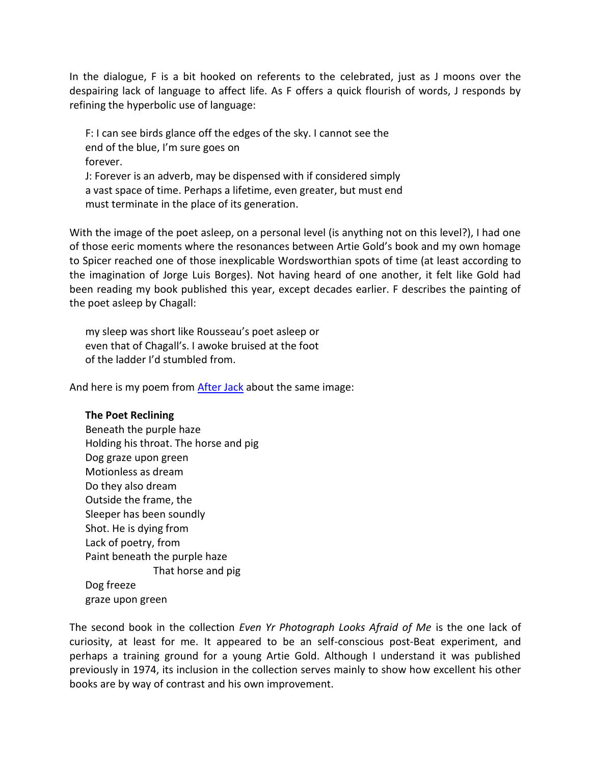In the dialogue, F is a bit hooked on referents to the celebrated, just as J moons over the despairing lack of language to affect life. As F offers a quick flourish of words, J responds by refining the hyperbolic use of language:

> F: I can see birds glance off the edges of the sky. I cannot see the
> end of the blue, I'm sure goes on
> forever.
> J: Forever is an adverb, may be dispensed with if considered simply
> a vast space of time. Perhaps a lifetime, even greater, but must end
> must terminate in the place of its generation.

With the image of the poet asleep, on a personal level (is anything not on this level?), I had one of those eeric moments where the resonances between Artie Gold's book and my own homage to Spicer reached one of those inexplicable Wordsworthian spots of time (at least according to the imagination of Jorge Luis Borges). Not having heard of one another, it felt like Gold had been reading my book published this year, except decades earlier. F describes the painting of the poet asleep by Chagall:

> my sleep was short like Rousseau's poet asleep or
> even that of Chagall's. I awoke bruised at the foot
> of the ladder I'd stumbled from.

And here is my poem from [After Jack]() about the same image:

> **The Poet Reclining**
> Beneath the purple haze
> Holding his throat. The horse and pig
> Dog graze upon green
> Motionless as dream
> Do they also dream
> Outside the frame, the
> Sleeper has been soundly
> Shot. He is dying from
> Lack of poetry, from
> Paint beneath the purple haze
>                 That horse and pig
> Dog freeze
> graze upon green

The second book in the collection *Even Yr Photograph Looks Afraid of Me* is the one lack of curiosity, at least for me. It appeared to be an self-conscious post-Beat experiment, and perhaps a training ground for a young Artie Gold. Although I understand it was published previously in 1974, its inclusion in the collection serves mainly to show how excellent his other books are by way of contrast and his own improvement.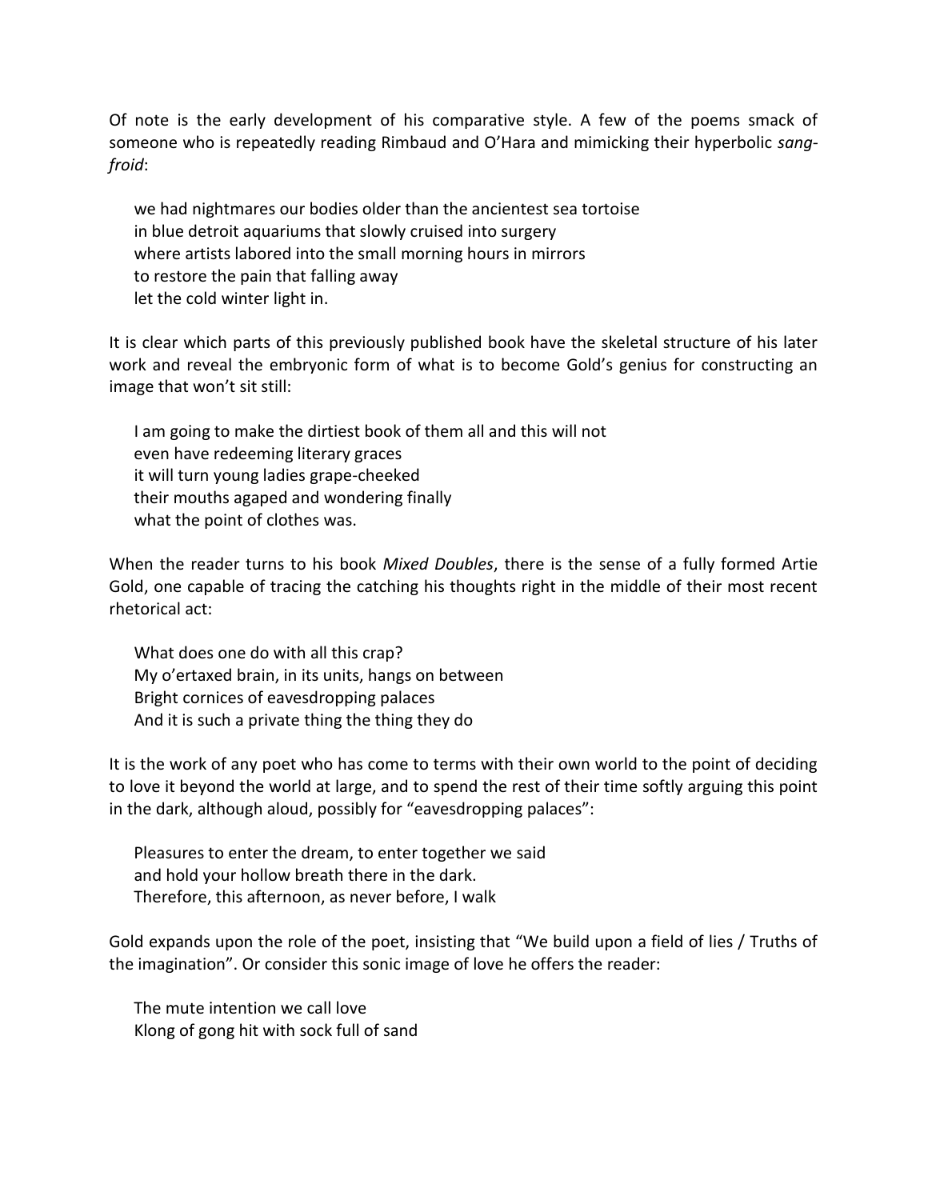Of note is the early development of his comparative style. A few of the poems smack of someone who is repeatedly reading Rimbaud and O'Hara and mimicking their hyperbolic *sang-froid*:

> we had nightmares our bodies older than the ancientest sea tortoise
> in blue detroit aquariums that slowly cruised into surgery
> where artists labored into the small morning hours in mirrors
> to restore the pain that falling away
> let the cold winter light in.

It is clear which parts of this previously published book have the skeletal structure of his later work and reveal the embryonic form of what is to become Gold's genius for constructing an image that won't sit still:

> I am going to make the dirtiest book of them all and this will not
> even have redeeming literary graces
> it will turn young ladies grape-cheeked
> their mouths agaped and wondering finally
> what the point of clothes was.

When the reader turns to his book *Mixed Doubles*, there is the sense of a fully formed Artie Gold, one capable of tracing the catching his thoughts right in the middle of their most recent rhetorical act:

> What does one do with all this crap?
> My o'ertaxed brain, in its units, hangs on between
> Bright cornices of eavesdropping palaces
> And it is such a private thing the thing they do

It is the work of any poet who has come to terms with their own world to the point of deciding to love it beyond the world at large, and to spend the rest of their time softly arguing this point in the dark, although aloud, possibly for "eavesdropping palaces":

> Pleasures to enter the dream, to enter together we said
> and hold your hollow breath there in the dark.
> Therefore, this afternoon, as never before, I walk

Gold expands upon the role of the poet, insisting that "We build upon a field of lies / Truths of the imagination". Or consider this sonic image of love he offers the reader:

> The mute intention we call love
> Klong of gong hit with sock full of sand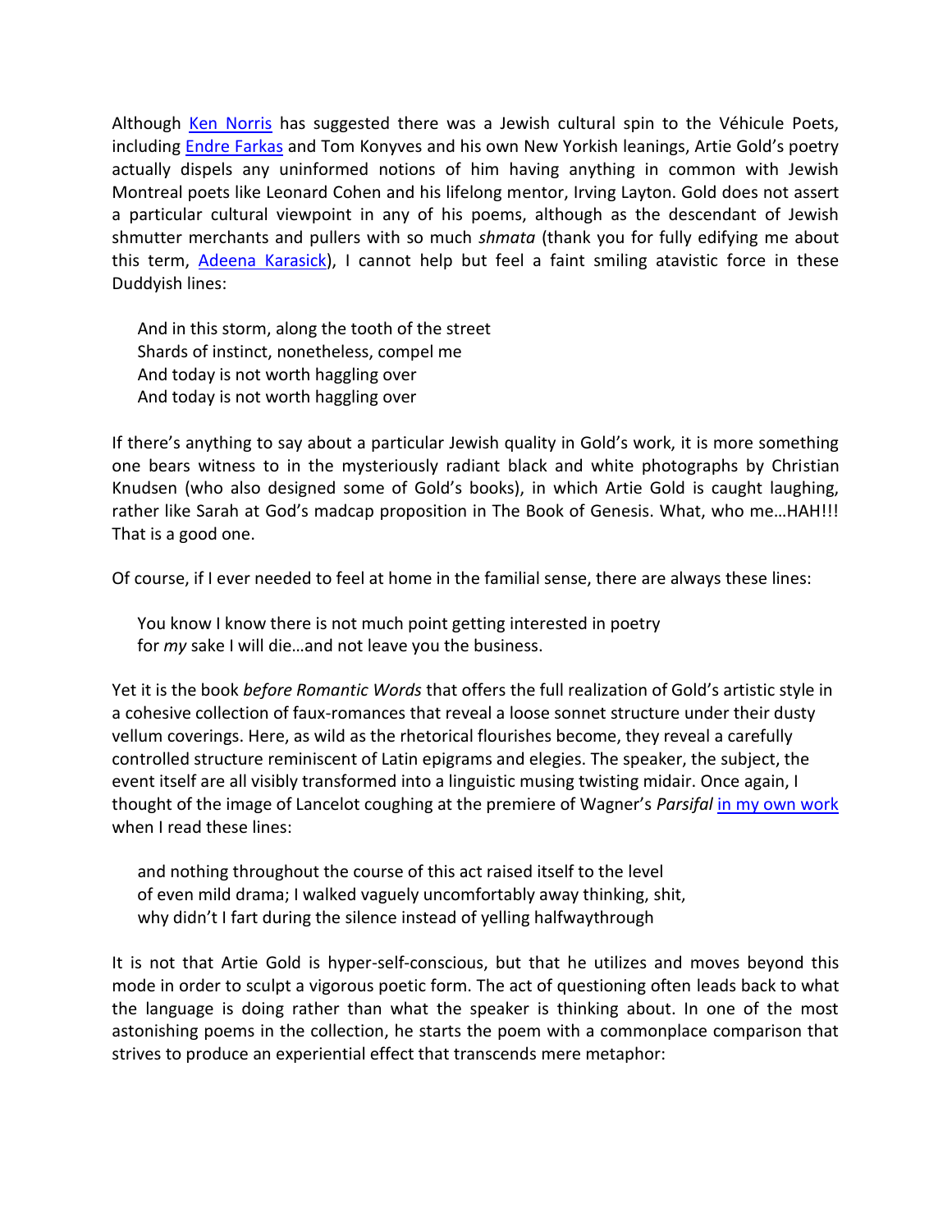Although [Ken Norris] has suggested there was a Jewish cultural spin to the Véhicule Poets, including [Endre Farkas] and Tom Konyves and his own New Yorkish leanings, Artie Gold's poetry actually dispels any uninformed notions of him having anything in common with Jewish Montreal poets like Leonard Cohen and his lifelong mentor, Irving Layton. Gold does not assert a particular cultural viewpoint in any of his poems, although as the descendant of Jewish shmutter merchants and pullers with so much *shmata* (thank you for fully edifying me about this term, [Adeena Karasick]), I cannot help but feel a faint smiling atavistic force in these Duddyish lines:

> And in this storm, along the tooth of the street
> Shards of instinct, nonetheless, compel me
> And today is not worth haggling over
> And today is not worth haggling over

If there's anything to say about a particular Jewish quality in Gold's work, it is more something one bears witness to in the mysteriously radiant black and white photographs by Christian Knudsen (who also designed some of Gold's books), in which Artie Gold is caught laughing, rather like Sarah at God's madcap proposition in The Book of Genesis. What, who me…HAH!!! That is a good one.

Of course, if I ever needed to feel at home in the familial sense, there are always these lines:

> You know I know there is not much point getting interested in poetry
> for *my* sake I will die…and not leave you the business.

Yet it is the book *before Romantic Words* that offers the full realization of Gold's artistic style in a cohesive collection of faux-romances that reveal a loose sonnet structure under their dusty vellum coverings. Here, as wild as the rhetorical flourishes become, they reveal a carefully controlled structure reminiscent of Latin epigrams and elegies. The speaker, the subject, the event itself are all visibly transformed into a linguistic musing twisting midair. Once again, I thought of the image of Lancelot coughing at the premiere of Wagner's *Parsifal* [in my own work] when I read these lines:

> and nothing throughout the course of this act raised itself to the level
> of even mild drama; I walked vaguely uncomfortably away thinking, shit,
> why didn't I fart during the silence instead of yelling halfwaythrough

It is not that Artie Gold is hyper-self-conscious, but that he utilizes and moves beyond this mode in order to sculpt a vigorous poetic form. The act of questioning often leads back to what the language is doing rather than what the speaker is thinking about. In one of the most astonishing poems in the collection, he starts the poem with a commonplace comparison that strives to produce an experiential effect that transcends mere metaphor: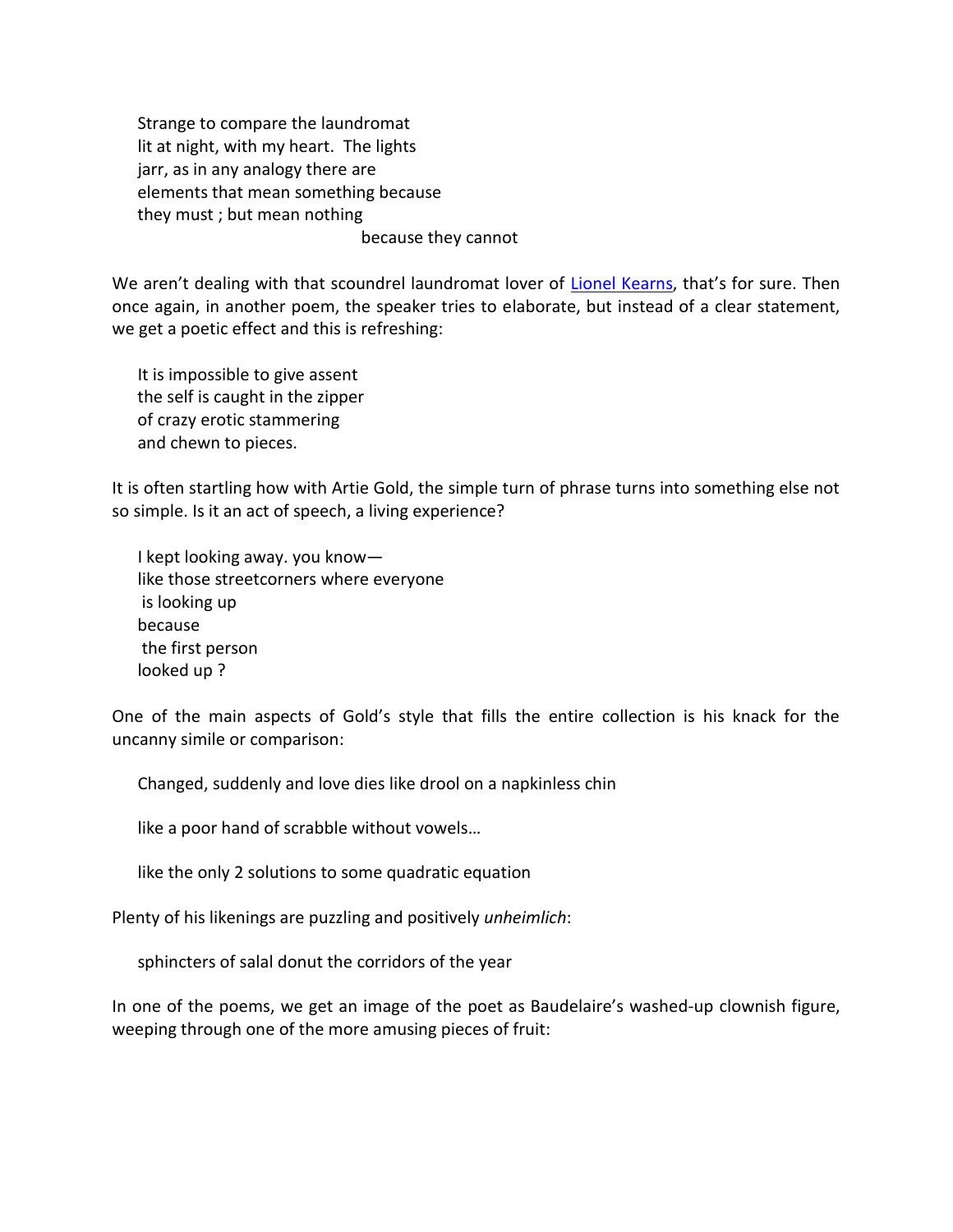Strange to compare the laundromat
lit at night, with my heart.  The lights
jarr, as in any analogy there are
elements that mean something because
they must ; but mean nothing
                                        because they cannot

We aren't dealing with that scoundrel laundromat lover of [Lionel Kearns](), that's for sure. Then once again, in another poem, the speaker tries to elaborate, but instead of a clear statement, we get a poetic effect and this is refreshing:

It is impossible to give assent
the self is caught in the zipper
of crazy erotic stammering
and chewn to pieces.

It is often startling how with Artie Gold, the simple turn of phrase turns into something else not so simple. Is it an act of speech, a living experience?

I kept looking away. you know—
like those streetcorners where everyone
 is looking up
because
 the first person
looked up ?

One of the main aspects of Gold's style that fills the entire collection is his knack for the uncanny simile or comparison:

Changed, suddenly and love dies like drool on a napkinless chin

like a poor hand of scrabble without vowels…

like the only 2 solutions to some quadratic equation

Plenty of his likenings are puzzling and positively *unheimlich*:

sphincters of salal donut the corridors of the year

In one of the poems, we get an image of the poet as Baudelaire's washed-up clownish figure, weeping through one of the more amusing pieces of fruit: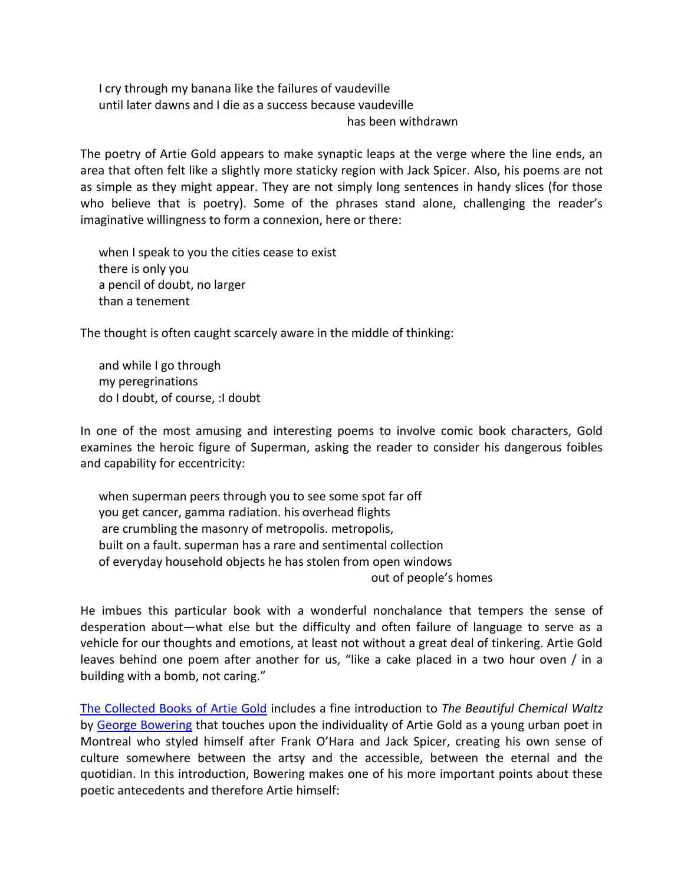I cry through my banana like the failures of vaudeville
until later dawns and I die as a success because vaudeville
                                        has been withdrawn

The poetry of Artie Gold appears to make synaptic leaps at the verge where the line ends, an area that often felt like a slightly more staticky region with Jack Spicer. Also, his poems are not as simple as they might appear. They are not simply long sentences in handy slices (for those who believe that is poetry). Some of the phrases stand alone, challenging the reader's imaginative willingness to form a connexion, here or there:

when I speak to you the cities cease to exist
there is only you
a pencil of doubt, no larger
than a tenement

The thought is often caught scarcely aware in the middle of thinking:

and while I go through
my peregrinations
do I doubt, of course, :I doubt

In one of the most amusing and interesting poems to involve comic book characters, Gold examines the heroic figure of Superman, asking the reader to consider his dangerous foibles and capability for eccentricity:

when superman peers through you to see some spot far off
you get cancer, gamma radiation. his overhead flights
are crumbling the masonry of metropolis. metropolis,
built on a fault. superman has a rare and sentimental collection
of everyday household objects he has stolen from open windows
                                        out of people's homes

He imbues this particular book with a wonderful nonchalance that tempers the sense of desperation about—what else but the difficulty and often failure of language to serve as a vehicle for our thoughts and emotions, at least not without a great deal of tinkering. Artie Gold leaves behind one poem after another for us, "like a cake placed in a two hour oven / in a building with a bomb, not caring."

The Collected Books of Artie Gold includes a fine introduction to *The Beautiful Chemical Waltz* by George Bowering that touches upon the individuality of Artie Gold as a young urban poet in Montreal who styled himself after Frank O'Hara and Jack Spicer, creating his own sense of culture somewhere between the artsy and the accessible, between the eternal and the quotidian. In this introduction, Bowering makes one of his more important points about these poetic antecedents and therefore Artie himself: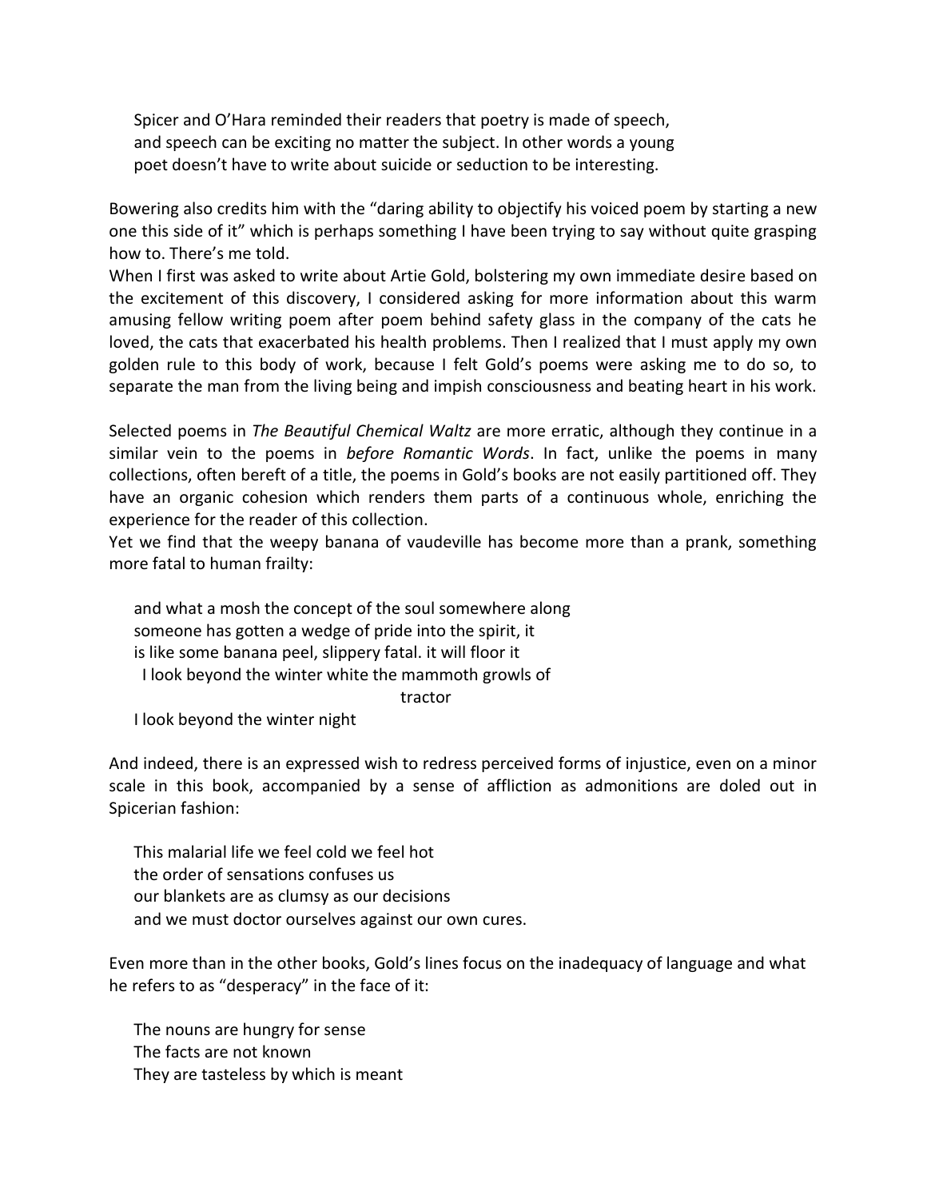> Spicer and O'Hara reminded their readers that poetry is made of speech,
> and speech can be exciting no matter the subject. In other words a young
> poet doesn't have to write about suicide or seduction to be interesting.

Bowering also credits him with the "daring ability to objectify his voiced poem by starting a new one this side of it" which is perhaps something I have been trying to say without quite grasping how to. There's me told.

When I first was asked to write about Artie Gold, bolstering my own immediate desire based on the excitement of this discovery, I considered asking for more information about this warm amusing fellow writing poem after poem behind safety glass in the company of the cats he loved, the cats that exacerbated his health problems. Then I realized that I must apply my own golden rule to this body of work, because I felt Gold's poems were asking me to do so, to separate the man from the living being and impish consciousness and beating heart in his work.

Selected poems in *The Beautiful Chemical Waltz* are more erratic, although they continue in a similar vein to the poems in *before Romantic Words*. In fact, unlike the poems in many collections, often bereft of a title, the poems in Gold's books are not easily partitioned off. They have an organic cohesion which renders them parts of a continuous whole, enriching the experience for the reader of this collection.

Yet we find that the weepy banana of vaudeville has become more than a prank, something more fatal to human frailty:

> and what a mosh the concept of the soul somewhere along
> someone has gotten a wedge of pride into the spirit, it
> is like some banana peel, slippery fatal. it will floor it
>   I look beyond the winter white the mammoth growls of
>                                                       tractor
> I look beyond the winter night

And indeed, there is an expressed wish to redress perceived forms of injustice, even on a minor scale in this book, accompanied by a sense of affliction as admonitions are doled out in Spicerian fashion:

> This malarial life we feel cold we feel hot
> the order of sensations confuses us
> our blankets are as clumsy as our decisions
> and we must doctor ourselves against our own cures.

Even more than in the other books, Gold's lines focus on the inadequacy of language and what he refers to as "desperacy" in the face of it:

> The nouns are hungry for sense
> The facts are not known
> They are tasteless by which is meant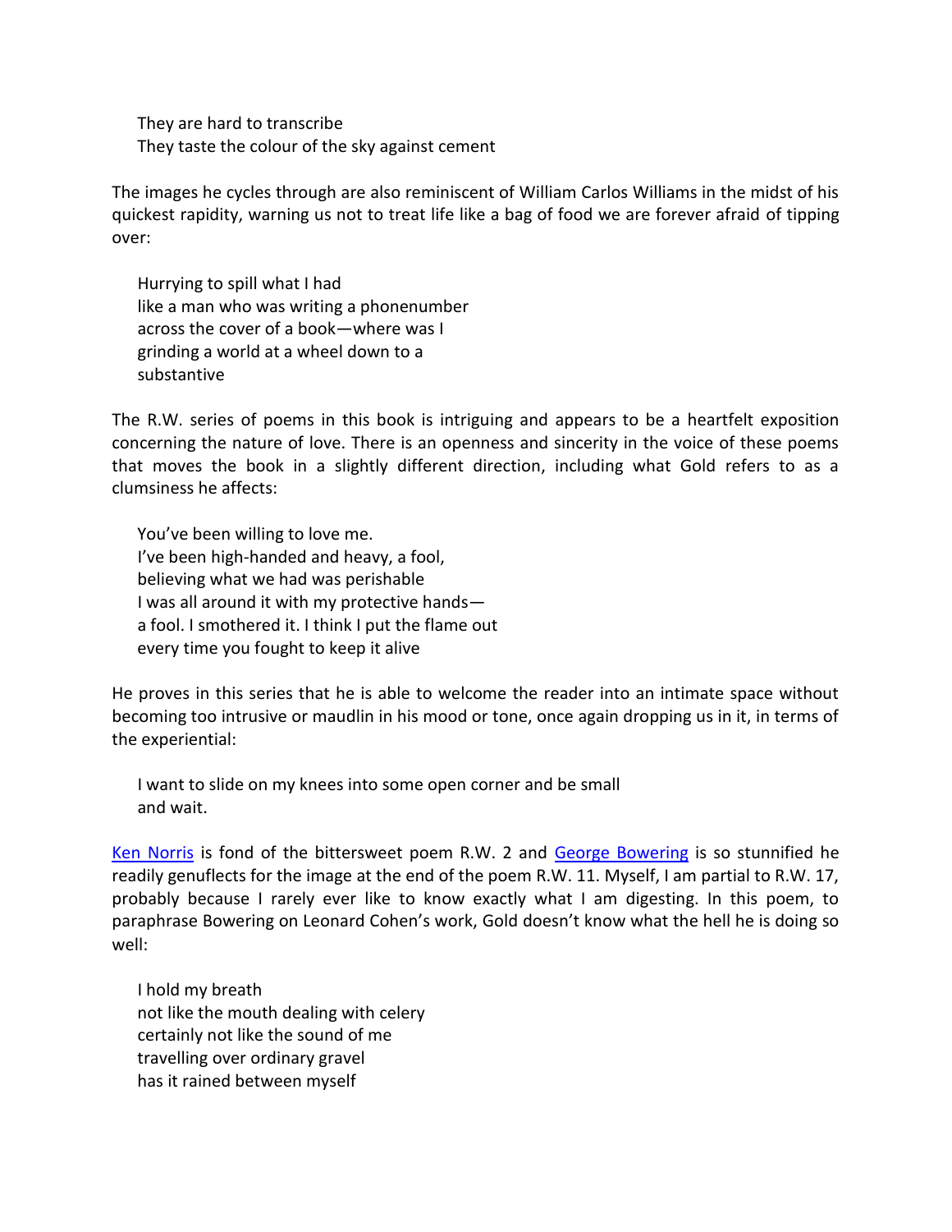> They are hard to transcribe
> They taste the colour of the sky against cement

The images he cycles through are also reminiscent of William Carlos Williams in the midst of his quickest rapidity, warning us not to treat life like a bag of food we are forever afraid of tipping over:

> Hurrying to spill what I had
> like a man who was writing a phonenumber
> across the cover of a book—where was I
> grinding a world at a wheel down to a
> substantive

The R.W. series of poems in this book is intriguing and appears to be a heartfelt exposition concerning the nature of love. There is an openness and sincerity in the voice of these poems that moves the book in a slightly different direction, including what Gold refers to as a clumsiness he affects:

> You've been willing to love me.
> I've been high-handed and heavy, a fool,
> believing what we had was perishable
> I was all around it with my protective hands—
> a fool. I smothered it. I think I put the flame out
> every time you fought to keep it alive

He proves in this series that he is able to welcome the reader into an intimate space without becoming too intrusive or maudlin in his mood or tone, once again dropping us in it, in terms of the experiential:

> I want to slide on my knees into some open corner and be small
> and wait.

Ken Norris is fond of the bittersweet poem R.W. 2 and George Bowering is so stunnified he readily genuflects for the image at the end of the poem R.W. 11. Myself, I am partial to R.W. 17, probably because I rarely ever like to know exactly what I am digesting. In this poem, to paraphrase Bowering on Leonard Cohen's work, Gold doesn't know what the hell he is doing so well:

> I hold my breath
> not like the mouth dealing with celery
> certainly not like the sound of me
> travelling over ordinary gravel
> has it rained between myself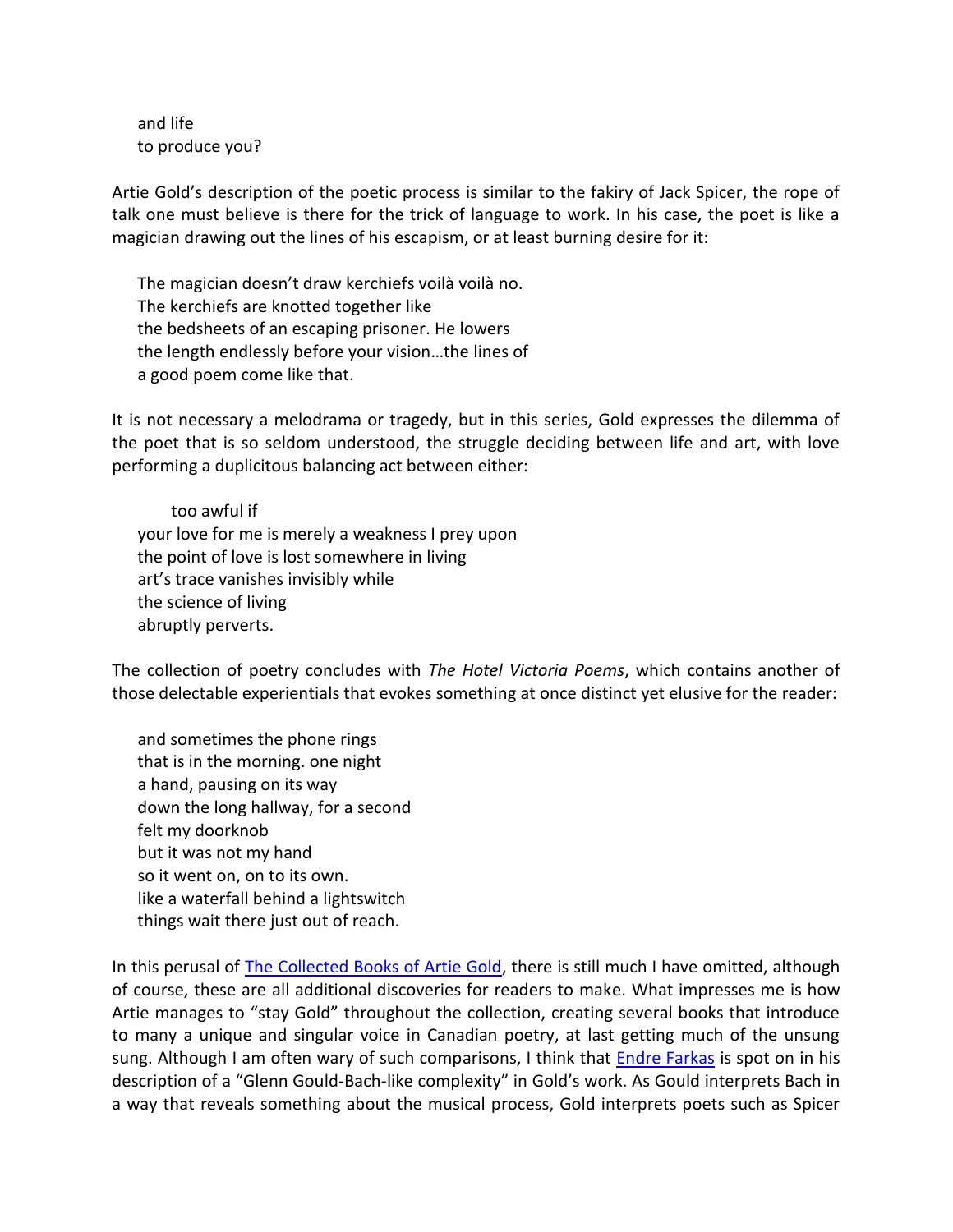and life  
to produce you?

Artie Gold's description of the poetic process is similar to the fakiry of Jack Spicer, the rope of talk one must believe is there for the trick of language to work. In his case, the poet is like a magician drawing out the lines of his escapism, or at least burning desire for it:

> The magician doesn't draw kerchiefs voilà voilà no.  
> The kerchiefs are knotted together like  
> the bedsheets of an escaping prisoner. He lowers  
> the length endlessly before your vision…the lines of  
> a good poem come like that.

It is not necessary a melodrama or tragedy, but in this series, Gold expresses the dilemma of the poet that is so seldom understood, the struggle deciding between life and art, with love performing a duplicitous balancing act between either:

> too awful if  
> your love for me is merely a weakness I prey upon  
> the point of love is lost somewhere in living  
> art's trace vanishes invisibly while  
> the science of living  
> abruptly perverts.

The collection of poetry concludes with *The Hotel Victoria Poems*, which contains another of those delectable experientials that evokes something at once distinct yet elusive for the reader:

> and sometimes the phone rings  
> that is in the morning. one night  
> a hand, pausing on its way  
> down the long hallway, for a second  
> felt my doorknob  
> but it was not my hand  
> so it went on, on to its own.  
> like a waterfall behind a lightswitch  
> things wait there just out of reach.

In this perusal of The Collected Books of Artie Gold, there is still much I have omitted, although of course, these are all additional discoveries for readers to make. What impresses me is how Artie manages to "stay Gold" throughout the collection, creating several books that introduce to many a unique and singular voice in Canadian poetry, at last getting much of the unsung sung. Although I am often wary of such comparisons, I think that Endre Farkas is spot on in his description of a "Glenn Gould-Bach-like complexity" in Gold's work. As Gould interprets Bach in a way that reveals something about the musical process, Gold interprets poets such as Spicer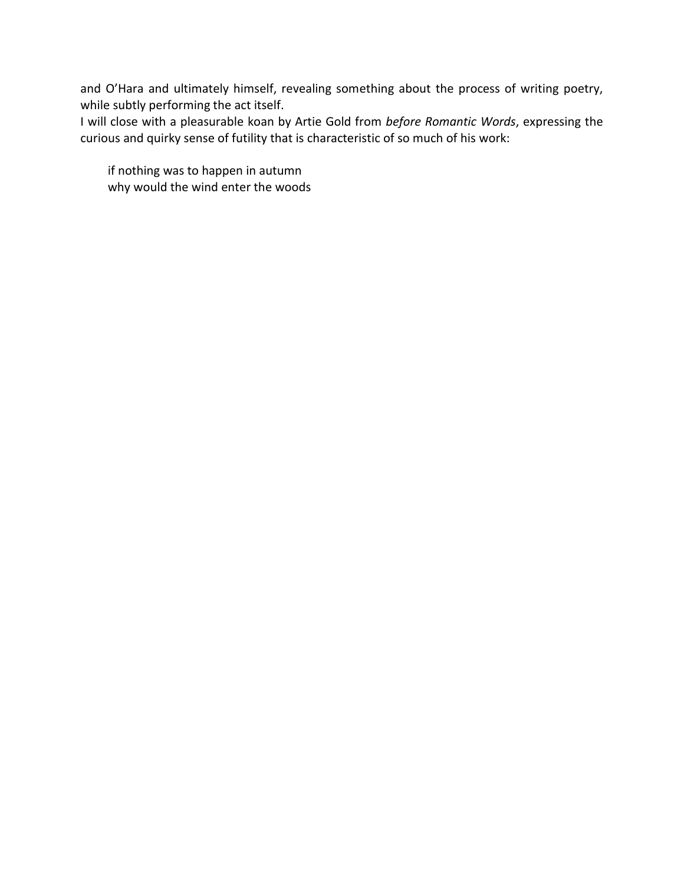and O'Hara and ultimately himself, revealing something about the process of writing poetry, while subtly performing the act itself.

I will close with a pleasurable koan by Artie Gold from *before Romantic Words*, expressing the curious and quirky sense of futility that is characteristic of so much of his work:

> if nothing was to happen in autumn
> why would the wind enter the woods